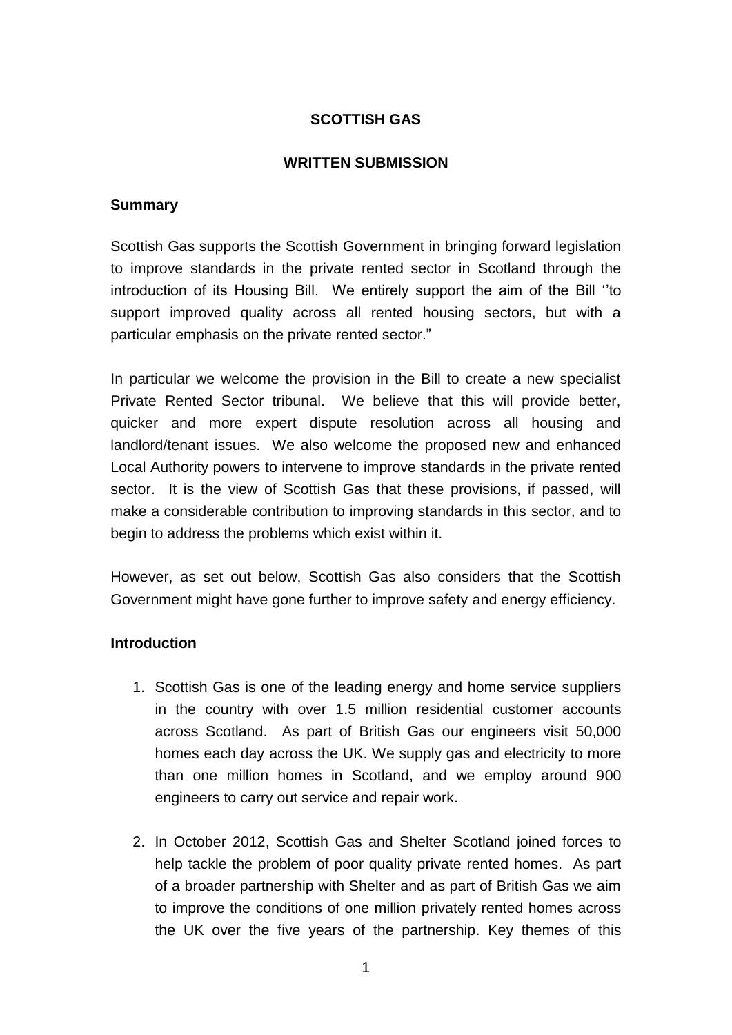**SCOTTISH GAS**

**WRITTEN SUBMISSION**

**Summary**

Scottish Gas supports the Scottish Government in bringing forward legislation to improve standards in the private rented sector in Scotland through the introduction of its Housing Bill. We entirely support the aim of the Bill ''to support improved quality across all rented housing sectors, but with a particular emphasis on the private rented sector."

In particular we welcome the provision in the Bill to create a new specialist Private Rented Sector tribunal. We believe that this will provide better, quicker and more expert dispute resolution across all housing and landlord/tenant issues. We also welcome the proposed new and enhanced Local Authority powers to intervene to improve standards in the private rented sector. It is the view of Scottish Gas that these provisions, if passed, will make a considerable contribution to improving standards in this sector, and to begin to address the problems which exist within it.

However, as set out below, Scottish Gas also considers that the Scottish Government might have gone further to improve safety and energy efficiency.

**Introduction**

1. Scottish Gas is one of the leading energy and home service suppliers in the country with over 1.5 million residential customer accounts across Scotland. As part of British Gas our engineers visit 50,000 homes each day across the UK. We supply gas and electricity to more than one million homes in Scotland, and we employ around 900 engineers to carry out service and repair work.

2. In October 2012, Scottish Gas and Shelter Scotland joined forces to help tackle the problem of poor quality private rented homes. As part of a broader partnership with Shelter and as part of British Gas we aim to improve the conditions of one million privately rented homes across the UK over the five years of the partnership. Key themes of this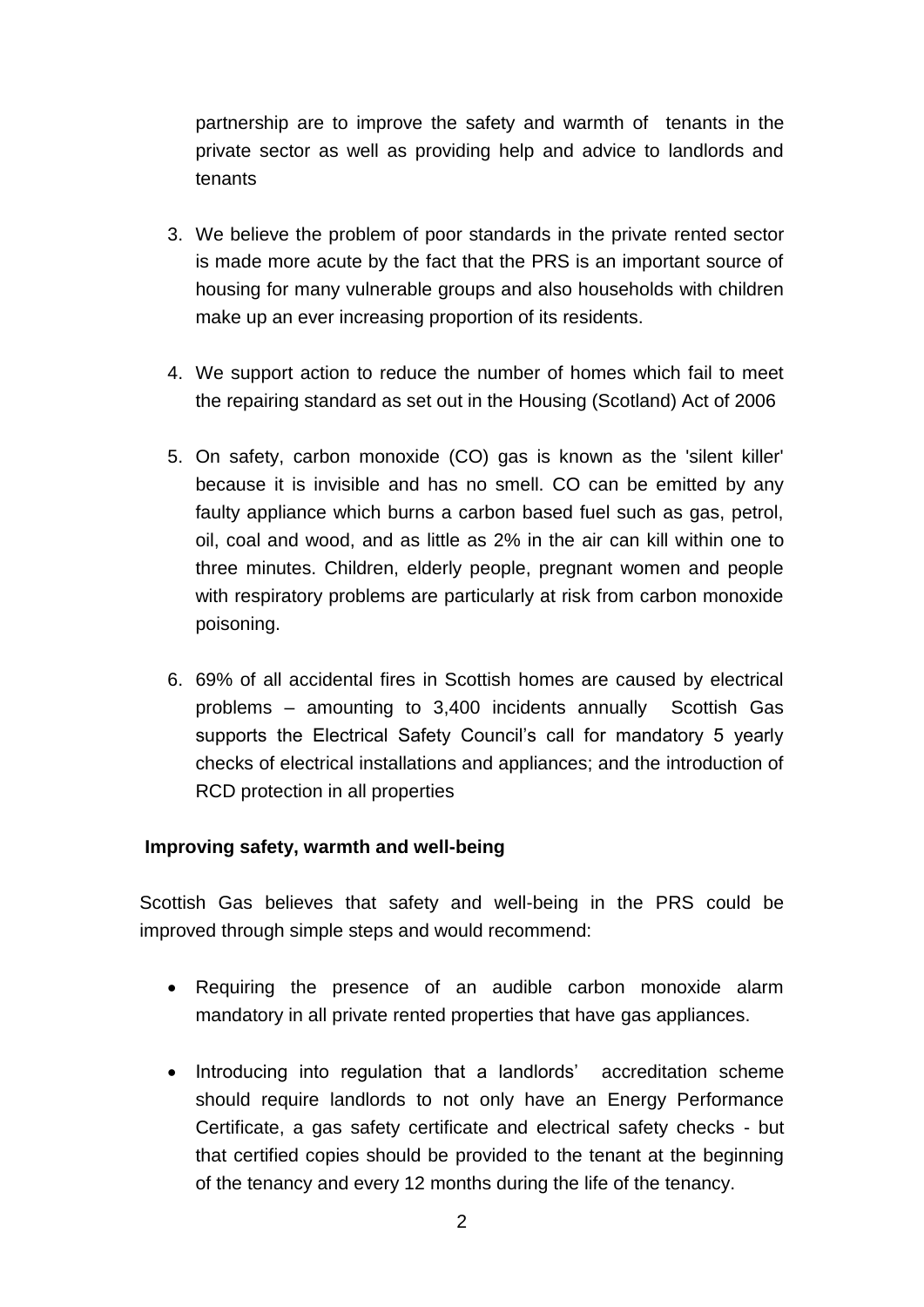partnership are to improve the safety and warmth of tenants in the private sector as well as providing help and advice to landlords and tenants

3. We believe the problem of poor standards in the private rented sector is made more acute by the fact that the PRS is an important source of housing for many vulnerable groups and also households with children make up an ever increasing proportion of its residents.

4. We support action to reduce the number of homes which fail to meet the repairing standard as set out in the Housing (Scotland) Act of 2006

5. On safety, carbon monoxide (CO) gas is known as the 'silent killer' because it is invisible and has no smell. CO can be emitted by any faulty appliance which burns a carbon based fuel such as gas, petrol, oil, coal and wood, and as little as 2% in the air can kill within one to three minutes. Children, elderly people, pregnant women and people with respiratory problems are particularly at risk from carbon monoxide poisoning.

6. 69% of all accidental fires in Scottish homes are caused by electrical problems – amounting to 3,400 incidents annually Scottish Gas supports the Electrical Safety Council's call for mandatory 5 yearly checks of electrical installations and appliances; and the introduction of RCD protection in all properties

**Improving safety, warmth and well-being**

Scottish Gas believes that safety and well-being in the PRS could be improved through simple steps and would recommend:

- Requiring the presence of an audible carbon monoxide alarm mandatory in all private rented properties that have gas appliances.

- Introducing into regulation that a landlords' accreditation scheme should require landlords to not only have an Energy Performance Certificate, a gas safety certificate and electrical safety checks - but that certified copies should be provided to the tenant at the beginning of the tenancy and every 12 months during the life of the tenancy.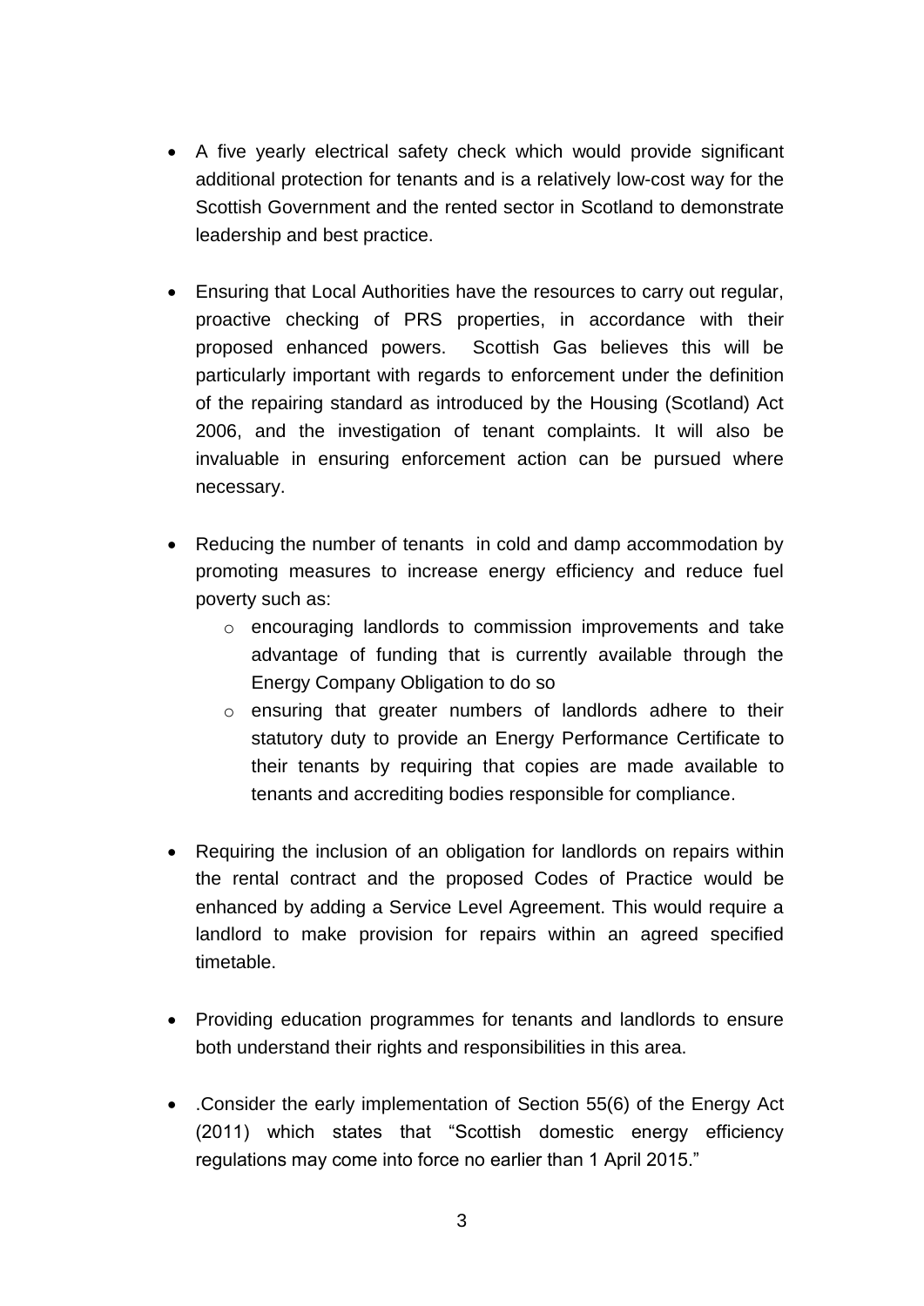- A five yearly electrical safety check which would provide significant additional protection for tenants and is a relatively low-cost way for the Scottish Government and the rented sector in Scotland to demonstrate leadership and best practice.

- Ensuring that Local Authorities have the resources to carry out regular, proactive checking of PRS properties, in accordance with their proposed enhanced powers. Scottish Gas believes this will be particularly important with regards to enforcement under the definition of the repairing standard as introduced by the Housing (Scotland) Act 2006, and the investigation of tenant complaints. It will also be invaluable in ensuring enforcement action can be pursued where necessary.

- Reducing the number of tenants in cold and damp accommodation by promoting measures to increase energy efficiency and reduce fuel poverty such as:
  - encouraging landlords to commission improvements and take advantage of funding that is currently available through the Energy Company Obligation to do so
  - ensuring that greater numbers of landlords adhere to their statutory duty to provide an Energy Performance Certificate to their tenants by requiring that copies are made available to tenants and accrediting bodies responsible for compliance.

- Requiring the inclusion of an obligation for landlords on repairs within the rental contract and the proposed Codes of Practice would be enhanced by adding a Service Level Agreement. This would require a landlord to make provision for repairs within an agreed specified timetable.

- Providing education programmes for tenants and landlords to ensure both understand their rights and responsibilities in this area.

- .Consider the early implementation of Section 55(6) of the Energy Act (2011) which states that "Scottish domestic energy efficiency regulations may come into force no earlier than 1 April 2015."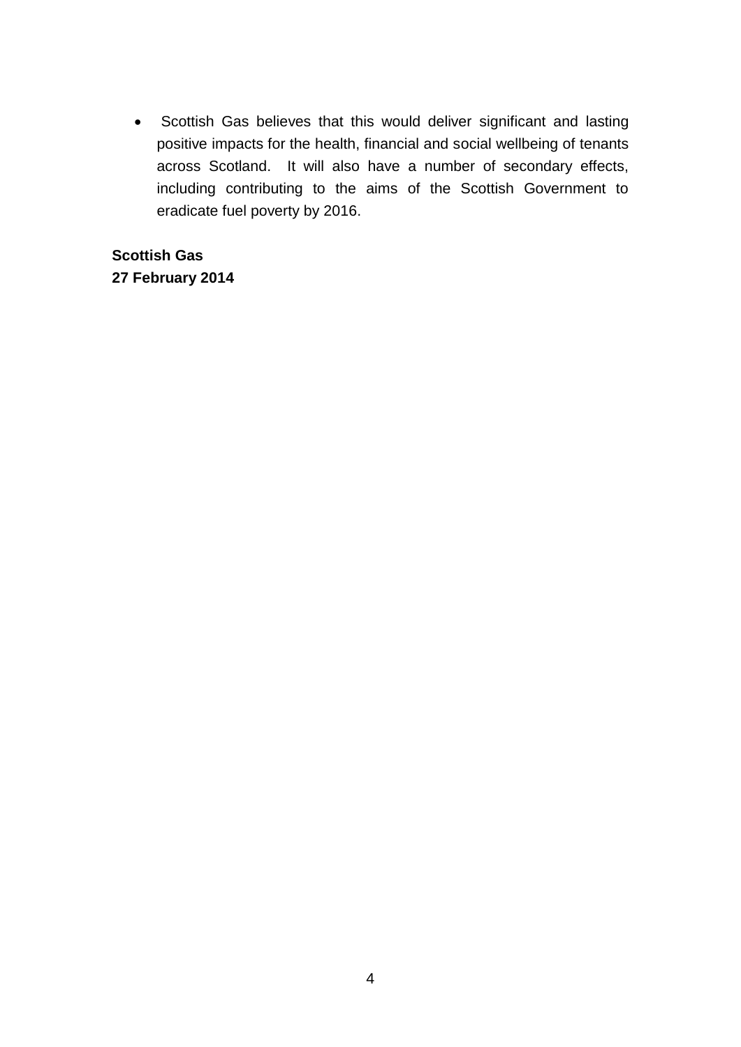- Scottish Gas believes that this would deliver significant and lasting positive impacts for the health, financial and social wellbeing of tenants across Scotland. It will also have a number of secondary effects, including contributing to the aims of the Scottish Government to eradicate fuel poverty by 2016.

**Scottish Gas**
**27 February 2014**